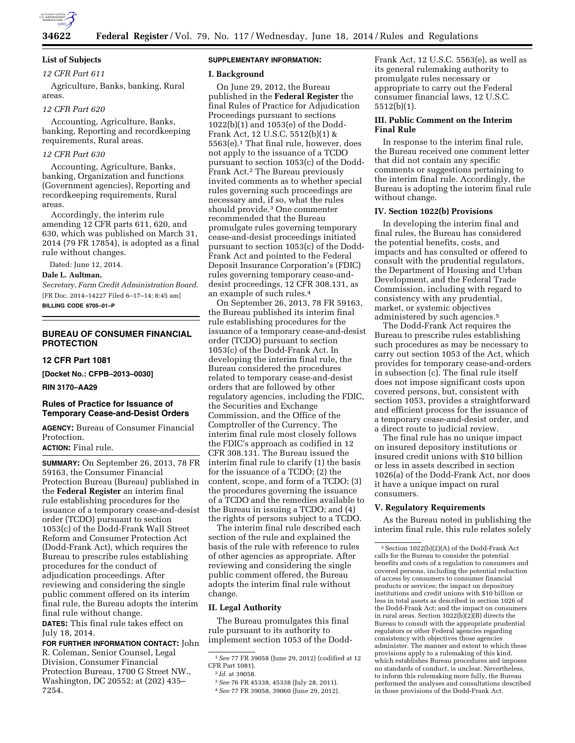### List of Subjects

*12 CFR Part 611*

Agriculture, Banks, banking, Rural areas.

*12 CFR Part 620*

Accounting, Agriculture, Banks, banking, Reporting and recordkeeping requirements, Rural areas.

*12 CFR Part 630*

Accounting, Agriculture, Banks, banking, Organization and functions (Government agencies), Reporting and recordkeeping requirements, Rural areas.

Accordingly, the interim rule amending 12 CFR parts 611, 620, and 630, which was published on March 31, 2014 (79 FR 17854), is adopted as a final rule without changes.

Dated: June 12, 2014.

**Dale L. Aultman,**

*Secretary, Farm Credit Administration Board.*

[FR Doc. 2014–14227 Filed 6–17–14; 8:45 am]

**BILLING CODE 6705–01–P**

## BUREAU OF CONSUMER FINANCIAL PROTECTION

### 12 CFR Part 1081

**[Docket No.: CFPB–2013–0030]**

**RIN 3170–AA29**

### Rules of Practice for Issuance of Temporary Cease-and-Desist Orders

**AGENCY:** Bureau of Consumer Financial Protection.

**ACTION:** Final rule.

**SUMMARY:** On September 26, 2013, 78 FR 59163, the Consumer Financial Protection Bureau (Bureau) published in the **Federal Register** an interim final rule establishing procedures for the issuance of a temporary cease-and-desist order (TCDO) pursuant to section 1053(c) of the Dodd-Frank Wall Street Reform and Consumer Protection Act (Dodd-Frank Act), which requires the Bureau to prescribe rules establishing procedures for the conduct of adjudication proceedings. After reviewing and considering the single public comment offered on its interim final rule, the Bureau adopts the interim final rule without change.

**DATES:** This final rule takes effect on July 18, 2014.

**FOR FURTHER INFORMATION CONTACT:** John R. Coleman, Senior Counsel, Legal Division, Consumer Financial Protection Bureau, 1700 G Street NW., Washington, DC 20552; at (202) 435–7254.

**SUPPLEMENTARY INFORMATION:**

### I. Background

On June 29, 2012, the Bureau published in the **Federal Register** the final Rules of Practice for Adjudication Proceedings pursuant to sections 1022(b)(1) and 1053(e) of the Dodd-Frank Act, 12 U.S.C. 5512(b)(1) & 5563(e).[1] That final rule, however, does not apply to the issuance of a TCDO pursuant to section 1053(c) of the Dodd-Frank Act.[2] The Bureau previously invited comments as to whether special rules governing such proceedings are necessary and, if so, what the rules should provide.[3] One commenter recommended that the Bureau promulgate rules governing temporary cease-and-desist proceedings initiated pursuant to section 1053(c) of the Dodd-Frank Act and pointed to the Federal Deposit Insurance Corporation's (FDIC) rules governing temporary cease-and-desist proceedings, 12 CFR 308.131, as an example of such rules.[4]

On September 26, 2013, 78 FR 59163, the Bureau published its interim final rule establishing procedures for the issuance of a temporary cease-and-desist order (TCDO) pursuant to section 1053(c) of the Dodd-Frank Act. In developing the interim final rule, the Bureau considered the procedures related to temporary cease-and-desist orders that are followed by other regulatory agencies, including the FDIC, the Securities and Exchange Commission, and the Office of the Comptroller of the Currency. The interim final rule most closely follows the FDIC's approach as codified in 12 CFR 308.131. The Bureau issued the interim final rule to clarify (1) the basis for the issuance of a TCDO; (2) the content, scope, and form of a TCDO; (3) the procedures governing the issuance of a TCDO and the remedies available to the Bureau in issuing a TCDO; and (4) the rights of persons subject to a TCDO.

The interim final rule described each section of the rule and explained the basis of the rule with reference to rules of other agencies as appropriate. After reviewing and considering the single public comment offered, the Bureau adopts the interim final rule without change.

### II. Legal Authority

The Bureau promulgates this final rule pursuant to its authority to implement section 1053 of the Dodd-Frank Act, 12 U.S.C. 5563(e), as well as its general rulemaking authority to promulgate rules necessary or appropriate to carry out the Federal consumer financial laws, 12 U.S.C. 5512(b)(1).

### III. Public Comment on the Interim Final Rule

In response to the interim final rule, the Bureau received one comment letter that did not contain any specific comments or suggestions pertaining to the interim final rule. Accordingly, the Bureau is adopting the interim final rule without change.

### IV. Section 1022(b) Provisions

In developing the interim final and final rules, the Bureau has considered the potential benefits, costs, and impacts and has consulted or offered to consult with the prudential regulators, the Department of Housing and Urban Development, and the Federal Trade Commission, including with regard to consistency with any prudential, market, or systemic objectives administered by such agencies.[5]

The Dodd-Frank Act requires the Bureau to prescribe rules establishing such procedures as may be necessary to carry out section 1053 of the Act, which provides for temporary cease-and-orders in subsection (c). The final rule itself does not impose significant costs upon covered persons, but, consistent with section 1053, provides a straightforward and efficient process for the issuance of a temporary cease-and-desist order, and a direct route to judicial review.

The final rule has no unique impact on insured depository institutions or insured credit unions with $10 billion or less in assets described in section 1026(a) of the Dodd-Frank Act, nor does it have a unique impact on rural consumers.

### V. Regulatory Requirements

As the Bureau noted in publishing the interim final rule, this rule relates solely

---

[1] *See* 77 FR 39058 (June 29, 2012) (codified at 12 CFR Part 1081).

[2] *Id.* at 39058.

[3] *See* 76 FR 45338, 45338 (July 28, 2011).

[4] *See* 77 FR 39058, 39060 (June 29, 2012).

[5] Section 1022(b)(2)(A) of the Dodd-Frank Act calls for the Bureau to consider the potential benefits and costs of a regulation to consumers and covered persons, including the potential reduction of access by consumers to consumer financial products or services; the impact on depository institutions and credit unions with $10 billion or less in total assets as described in section 1026 of the Dodd-Frank Act; and the impact on consumers in rural areas. Section 1022(b)(2)(B) directs the Bureau to consult with the appropriate prudential regulators or other Federal agencies regarding consistency with objectives those agencies administer. The manner and extent to which these provisions apply to a rulemaking of this kind, which establishes Bureau procedures and imposes no standards of conduct, is unclear. Nevertheless, to inform this rulemaking more fully, the Bureau performed the analyses and consultations described in those provisions of the Dodd-Frank Act.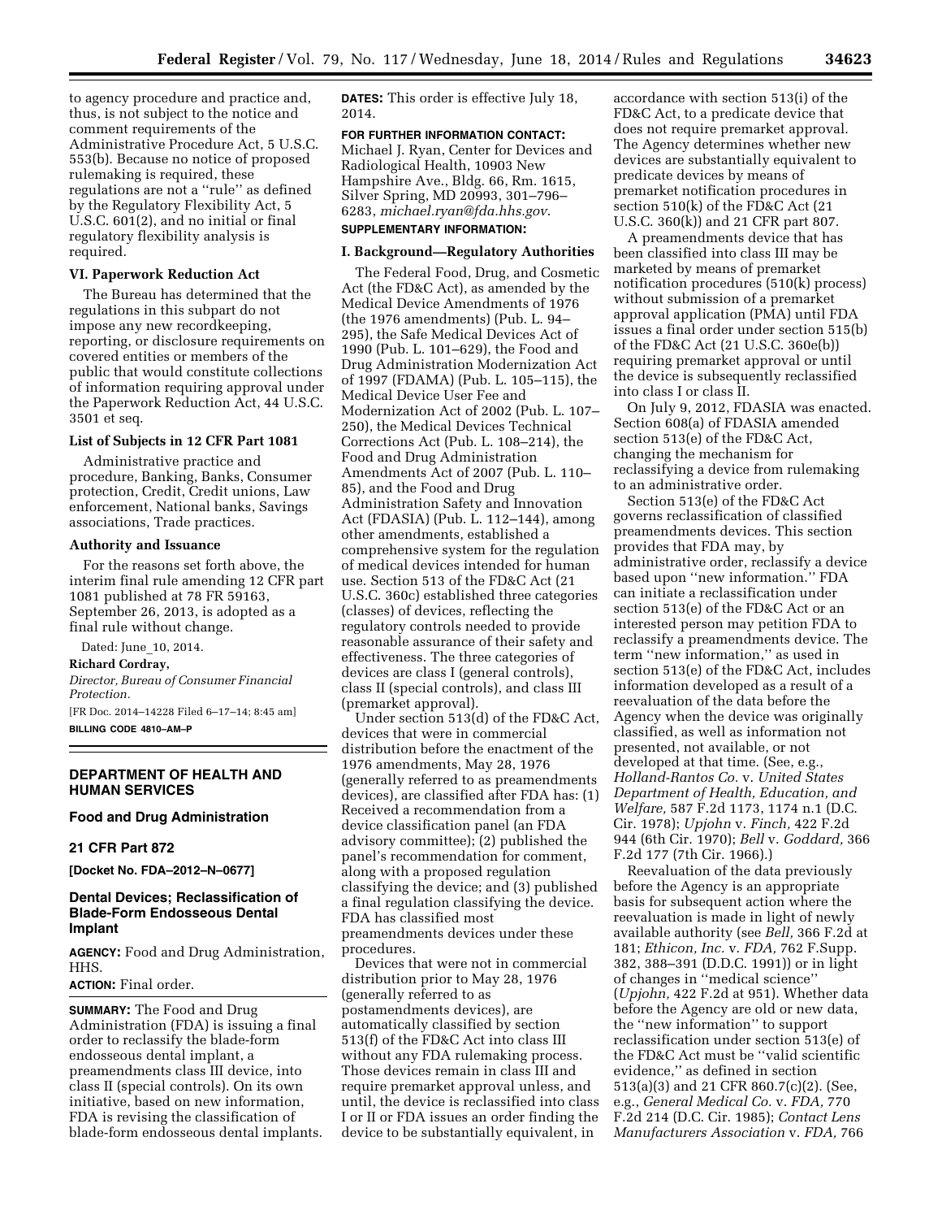to agency procedure and practice and, thus, is not subject to the notice and comment requirements of the Administrative Procedure Act, 5 U.S.C. 553(b). Because no notice of proposed rulemaking is required, these regulations are not a ''rule'' as defined by the Regulatory Flexibility Act, 5 U.S.C. 601(2), and no initial or final regulatory flexibility analysis is required.

### VI. Paperwork Reduction Act

The Bureau has determined that the regulations in this subpart do not impose any new recordkeeping, reporting, or disclosure requirements on covered entities or members of the public that would constitute collections of information requiring approval under the Paperwork Reduction Act, 44 U.S.C. 3501 et seq.

### List of Subjects in 12 CFR Part 1081

Administrative practice and procedure, Banking, Banks, Consumer protection, Credit, Credit unions, Law enforcement, National banks, Savings associations, Trade practices.

### Authority and Issuance

For the reasons set forth above, the interim final rule amending 12 CFR part 1081 published at 78 FR 59163, September 26, 2013, is adopted as a final rule without change.

Dated: June_10, 2014.

**Richard Cordray,**

*Director, Bureau of Consumer Financial Protection.*

[FR Doc. 2014–14228 Filed 6–17–14; 8:45 am]

**BILLING CODE 4810–AM–P**

## DEPARTMENT OF HEALTH AND HUMAN SERVICES

### Food and Drug Administration

### 21 CFR Part 872

**[Docket No. FDA–2012–N–0677]**

## Dental Devices; Reclassification of Blade-Form Endosseous Dental Implant

**AGENCY:** Food and Drug Administration, HHS.

**ACTION:** Final order.

**SUMMARY:** The Food and Drug Administration (FDA) is issuing a final order to reclassify the blade-form endosseous dental implant, a preamendments class III device, into class II (special controls). On its own initiative, based on new information, FDA is revising the classification of blade-form endosseous dental implants.

**DATES:** This order is effective July 18, 2014.

**FOR FURTHER INFORMATION CONTACT:** Michael J. Ryan, Center for Devices and Radiological Health, 10903 New Hampshire Ave., Bldg. 66, Rm. 1615, Silver Spring, MD 20993, 301–796–6283, *michael.ryan@fda.hhs.gov.*

**SUPPLEMENTARY INFORMATION:**

### I. Background—Regulatory Authorities

The Federal Food, Drug, and Cosmetic Act (the FD&C Act), as amended by the Medical Device Amendments of 1976 (the 1976 amendments) (Pub. L. 94–295), the Safe Medical Devices Act of 1990 (Pub. L. 101–629), the Food and Drug Administration Modernization Act of 1997 (FDAMA) (Pub. L. 105–115), the Medical Device User Fee and Modernization Act of 2002 (Pub. L. 107–250), the Medical Devices Technical Corrections Act (Pub. L. 108–214), the Food and Drug Administration Amendments Act of 2007 (Pub. L. 110–85), and the Food and Drug Administration Safety and Innovation Act (FDASIA) (Pub. L. 112–144), among other amendments, established a comprehensive system for the regulation of medical devices intended for human use. Section 513 of the FD&C Act (21 U.S.C. 360c) established three categories (classes) of devices, reflecting the regulatory controls needed to provide reasonable assurance of their safety and effectiveness. The three categories of devices are class I (general controls), class II (special controls), and class III (premarket approval).

Under section 513(d) of the FD&C Act, devices that were in commercial distribution before the enactment of the 1976 amendments, May 28, 1976 (generally referred to as preamendments devices), are classified after FDA has: (1) Received a recommendation from a device classification panel (an FDA advisory committee); (2) published the panel's recommendation for comment, along with a proposed regulation classifying the device; and (3) published a final regulation classifying the device. FDA has classified most preamendments devices under these procedures.

Devices that were not in commercial distribution prior to May 28, 1976 (generally referred to as postamendments devices), are automatically classified by section 513(f) of the FD&C Act into class III without any FDA rulemaking process. Those devices remain in class III and require premarket approval unless, and until, the device is reclassified into class I or II or FDA issues an order finding the device to be substantially equivalent, in accordance with section 513(i) of the FD&C Act, to a predicate device that does not require premarket approval. The Agency determines whether new devices are substantially equivalent to predicate devices by means of premarket notification procedures in section 510(k) of the FD&C Act (21 U.S.C. 360(k)) and 21 CFR part 807.

A preamendments device that has been classified into class III may be marketed by means of premarket notification procedures (510(k) process) without submission of a premarket approval application (PMA) until FDA issues a final order under section 515(b) of the FD&C Act (21 U.S.C. 360e(b)) requiring premarket approval or until the device is subsequently reclassified into class I or class II.

On July 9, 2012, FDASIA was enacted. Section 608(a) of FDASIA amended section 513(e) of the FD&C Act, changing the mechanism for reclassifying a device from rulemaking to an administrative order.

Section 513(e) of the FD&C Act governs reclassification of classified preamendments devices. This section provides that FDA may, by administrative order, reclassify a device based upon ''new information.'' FDA can initiate a reclassification under section 513(e) of the FD&C Act or an interested person may petition FDA to reclassify a preamendments device. The term ''new information,'' as used in section 513(e) of the FD&C Act, includes information developed as a result of a reevaluation of the data before the Agency when the device was originally classified, as well as information not presented, not available, or not developed at that time. (See, e.g., *Holland-Rantos Co.* v. *United States Department of Health, Education, and Welfare,* 587 F.2d 1173, 1174 n.1 (D.C. Cir. 1978); *Upjohn* v. *Finch,* 422 F.2d 944 (6th Cir. 1970); *Bell* v. *Goddard,* 366 F.2d 177 (7th Cir. 1966).)

Reevaluation of the data previously before the Agency is an appropriate basis for subsequent action where the reevaluation is made in light of newly available authority (see *Bell,* 366 F.2d at 181; *Ethicon, Inc.* v. *FDA,* 762 F.Supp. 382, 388–391 (D.D.C. 1991)) or in light of changes in ''medical science'' (*Upjohn,* 422 F.2d at 951). Whether data before the Agency are old or new data, the ''new information'' to support reclassification under section 513(e) of the FD&C Act must be ''valid scientific evidence,'' as defined in section 513(a)(3) and 21 CFR 860.7(c)(2). (See, e.g., *General Medical Co.* v. *FDA,* 770 F.2d 214 (D.C. Cir. 1985); *Contact Lens Manufacturers Association* v. *FDA,* 766